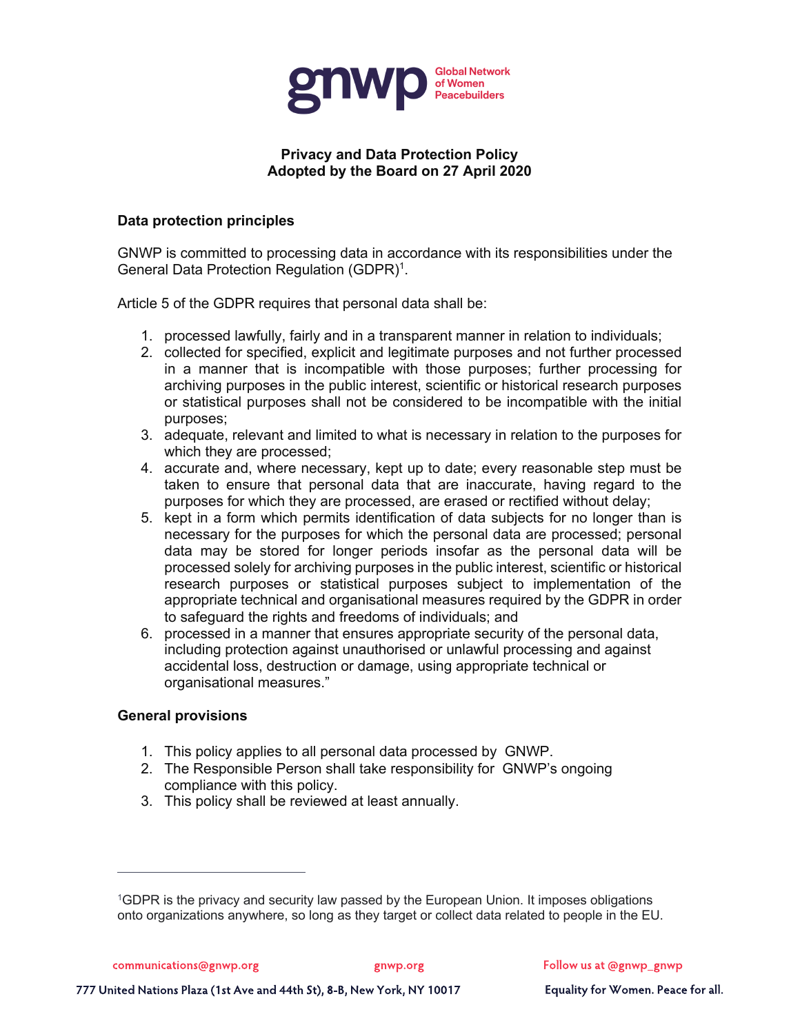gnwp Global Network of Women Peacebuilders

# Privacy and Data Protection Policy
## Adopted by the Board on 27 April 2020

### Data protection principles

GNWP is committed to processing data in accordance with its responsibilities under the General Data Protection Regulation (GDPR)[1].

Article 5 of the GDPR requires that personal data shall be:

1. processed lawfully, fairly and in a transparent manner in relation to individuals;
2. collected for specified, explicit and legitimate purposes and not further processed in a manner that is incompatible with those purposes; further processing for archiving purposes in the public interest, scientific or historical research purposes or statistical purposes shall not be considered to be incompatible with the initial purposes;
3. adequate, relevant and limited to what is necessary in relation to the purposes for which they are processed;
4. accurate and, where necessary, kept up to date; every reasonable step must be taken to ensure that personal data that are inaccurate, having regard to the purposes for which they are processed, are erased or rectified without delay;
5. kept in a form which permits identification of data subjects for no longer than is necessary for the purposes for which the personal data are processed; personal data may be stored for longer periods insofar as the personal data will be processed solely for archiving purposes in the public interest, scientific or historical research purposes or statistical purposes subject to implementation of the appropriate technical and organisational measures required by the GDPR in order to safeguard the rights and freedoms of individuals; and
6. processed in a manner that ensures appropriate security of the personal data, including protection against unauthorised or unlawful processing and against accidental loss, destruction or damage, using appropriate technical or organisational measures."

### General provisions

1. This policy applies to all personal data processed by GNWP.
2. The Responsible Person shall take responsibility for GNWP's ongoing compliance with this policy.
3. This policy shall be reviewed at least annually.

---

[1] GDPR is the privacy and security law passed by the European Union. It imposes obligations onto organizations anywhere, so long as they target or collect data related to people in the EU.

communications@gnwp.org | gnwp.org | Follow us at @gnwp_gnwp

777 United Nations Plaza (1st Ave and 44th St), 8-B, New York, NY 10017 | Equality for Women. Peace for all.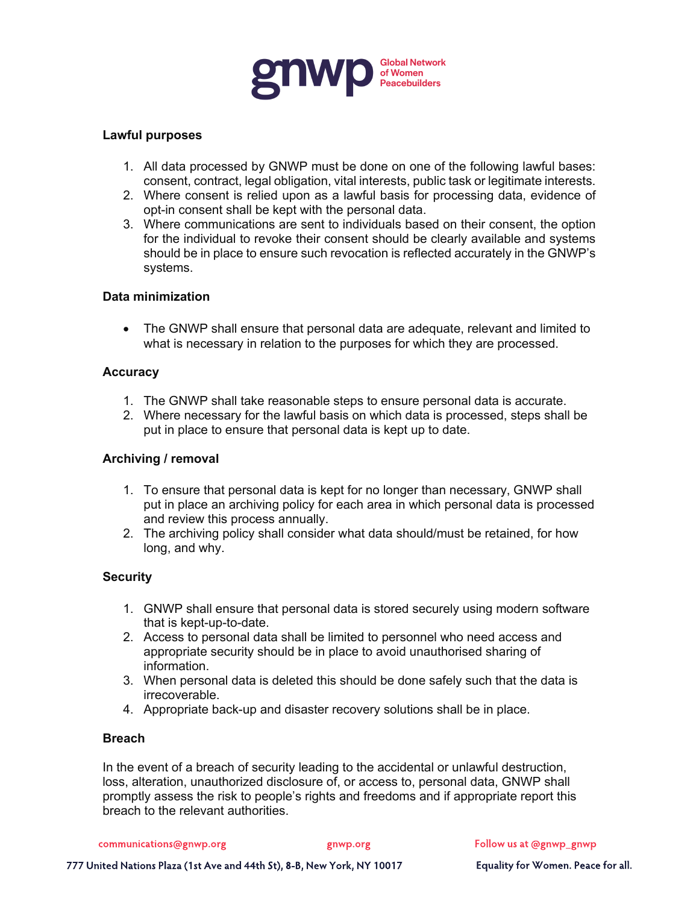### Lawful purposes

1. All data processed by GNWP must be done on one of the following lawful bases: consent, contract, legal obligation, vital interests, public task or legitimate interests.
2. Where consent is relied upon as a lawful basis for processing data, evidence of opt-in consent shall be kept with the personal data.
3. Where communications are sent to individuals based on their consent, the option for the individual to revoke their consent should be clearly available and systems should be in place to ensure such revocation is reflected accurately in the GNWP's systems.

### Data minimization

- The GNWP shall ensure that personal data are adequate, relevant and limited to what is necessary in relation to the purposes for which they are processed.

### Accuracy

1. The GNWP shall take reasonable steps to ensure personal data is accurate.
2. Where necessary for the lawful basis on which data is processed, steps shall be put in place to ensure that personal data is kept up to date.

### Archiving / removal

1. To ensure that personal data is kept for no longer than necessary, GNWP shall put in place an archiving policy for each area in which personal data is processed and review this process annually.
2. The archiving policy shall consider what data should/must be retained, for how long, and why.

### Security

1. GNWP shall ensure that personal data is stored securely using modern software that is kept-up-to-date.
2. Access to personal data shall be limited to personnel who need access and appropriate security should be in place to avoid unauthorised sharing of information.
3. When personal data is deleted this should be done safely such that the data is irrecoverable.
4. Appropriate back-up and disaster recovery solutions shall be in place.

### Breach

In the event of a breach of security leading to the accidental or unlawful destruction, loss, alteration, unauthorized disclosure of, or access to, personal data, GNWP shall promptly assess the risk to people's rights and freedoms and if appropriate report this breach to the relevant authorities.